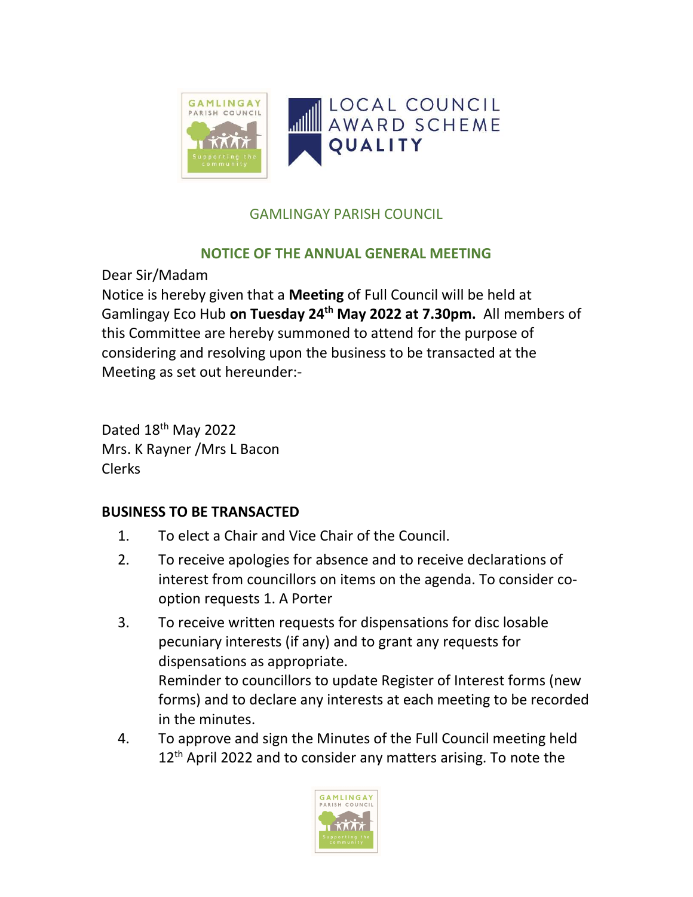GAMLINGAY PARISH COUNCIL

## NOTICE OF THE ANNUAL GENERAL MEETING

Dear Sir/Madam

Notice is hereby given that a **Meeting** of Full Council will be held at Gamlingay Eco Hub **on Tuesday 24th May 2022 at 7.30pm.** All members of this Committee are hereby summoned to attend for the purpose of considering and resolving upon the business to be transacted at the Meeting as set out hereunder:-

Dated 18th May 2022
Mrs. K Rayner /Mrs L Bacon
Clerks

**BUSINESS TO BE TRANSACTED**

1. To elect a Chair and Vice Chair of the Council.
2. To receive apologies for absence and to receive declarations of interest from councillors on items on the agenda. To consider co-option requests 1. A Porter
3. To receive written requests for dispensations for disc losable pecuniary interests (if any) and to grant any requests for dispensations as appropriate.
   Reminder to councillors to update Register of Interest forms (new forms) and to declare any interests at each meeting to be recorded in the minutes.
4. To approve and sign the Minutes of the Full Council meeting held 12th April 2022 and to consider any matters arising. To note the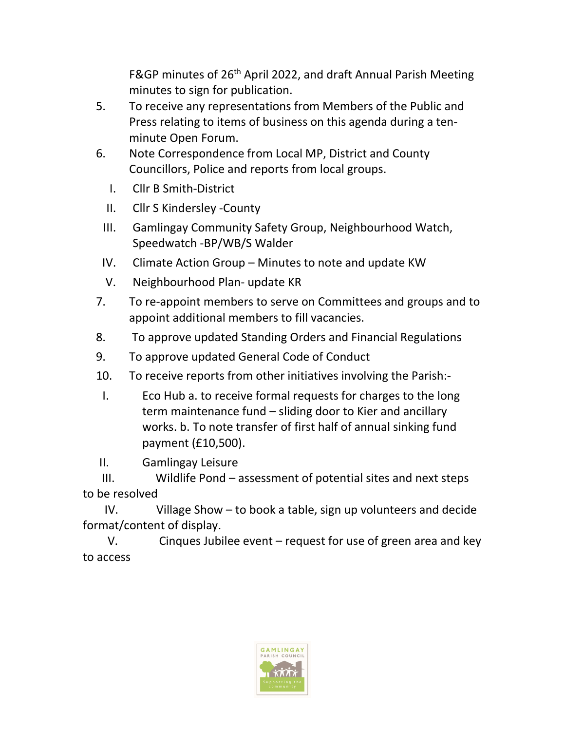F&GP minutes of 26th April 2022, and draft Annual Parish Meeting minutes to sign for publication.

5. To receive any representations from Members of the Public and Press relating to items of business on this agenda during a ten-minute Open Forum.

6. Note Correspondence from Local MP, District and County Councillors, Police and reports from local groups.

   I. Cllr B Smith-District

   II. Cllr S Kindersley -County

   III. Gamlingay Community Safety Group, Neighbourhood Watch, Speedwatch -BP/WB/S Walder

   IV. Climate Action Group – Minutes to note and update KW

   V. Neighbourhood Plan- update KR

7. To re-appoint members to serve on Committees and groups and to appoint additional members to fill vacancies.

8. To approve updated Standing Orders and Financial Regulations

9. To approve updated General Code of Conduct

10. To receive reports from other initiatives involving the Parish:-

   I. Eco Hub a. to receive formal requests for charges to the long term maintenance fund – sliding door to Kier and ancillary works. b. To note transfer of first half of annual sinking fund payment (£10,500).

   II. Gamlingay Leisure

   III. Wildlife Pond – assessment of potential sites and next steps to be resolved

   IV. Village Show – to book a table, sign up volunteers and decide format/content of display.

   V. Cinques Jubilee event – request for use of green area and key to access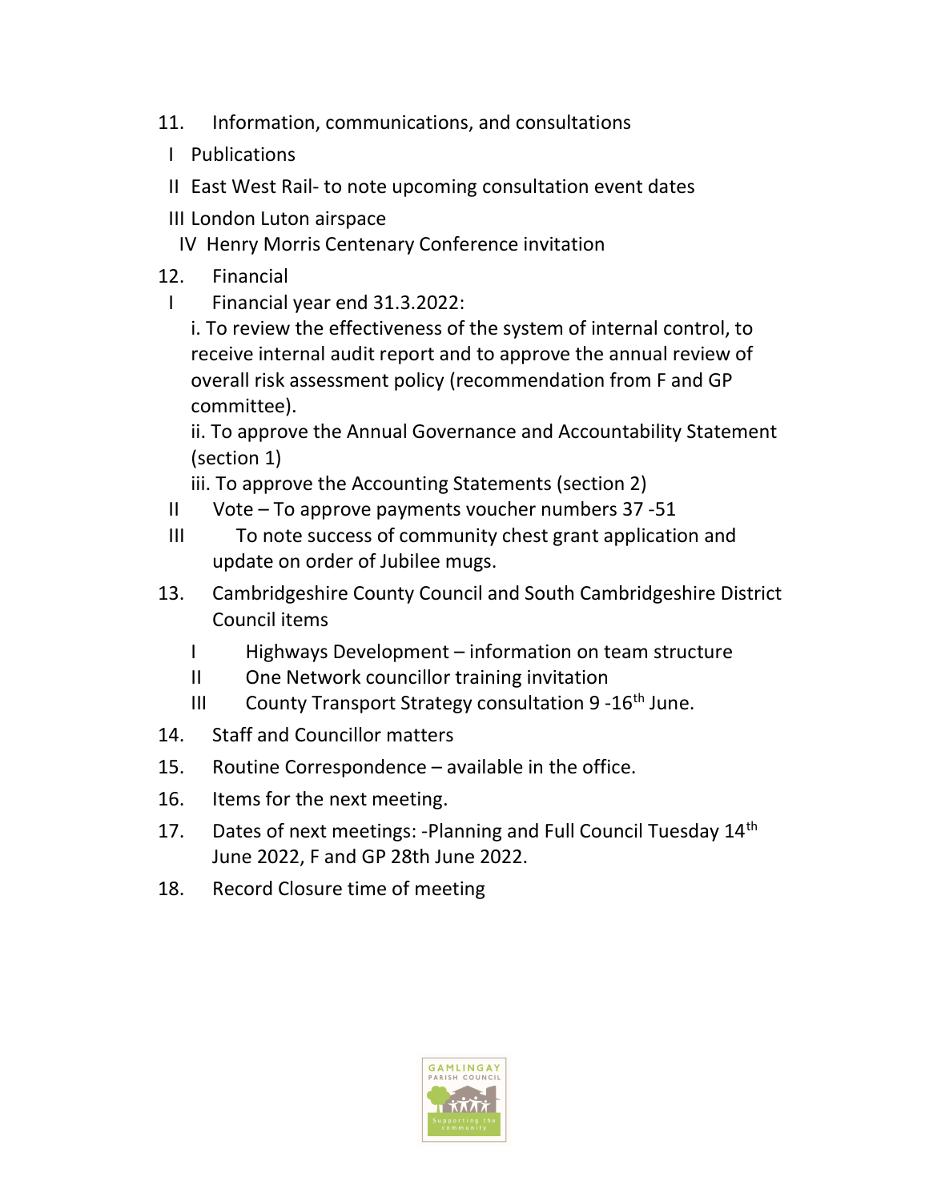11. Information, communications, and consultations
    - I Publications
    - II East West Rail- to note upcoming consultation event dates
    - III London Luton airspace
    - IV Henry Morris Centenary Conference invitation
12. Financial
    - I Financial year end 31.3.2022:
      - i. To review the effectiveness of the system of internal control, to receive internal audit report and to approve the annual review of overall risk assessment policy (recommendation from F and GP committee).
      - ii. To approve the Annual Governance and Accountability Statement (section 1)
      - iii. To approve the Accounting Statements (section 2)
    - II Vote – To approve payments voucher numbers 37 -51
    - III To note success of community chest grant application and update on order of Jubilee mugs.
13. Cambridgeshire County Council and South Cambridgeshire District Council items
    - I Highways Development – information on team structure
    - II One Network councillor training invitation
    - III County Transport Strategy consultation 9 -16th June.
14. Staff and Councillor matters
15. Routine Correspondence – available in the office.
16. Items for the next meeting.
17. Dates of next meetings: -Planning and Full Council Tuesday 14th June 2022, F and GP 28th June 2022.
18. Record Closure time of meeting

GAMLINGAY PARISH COUNCIL
Supporting the community